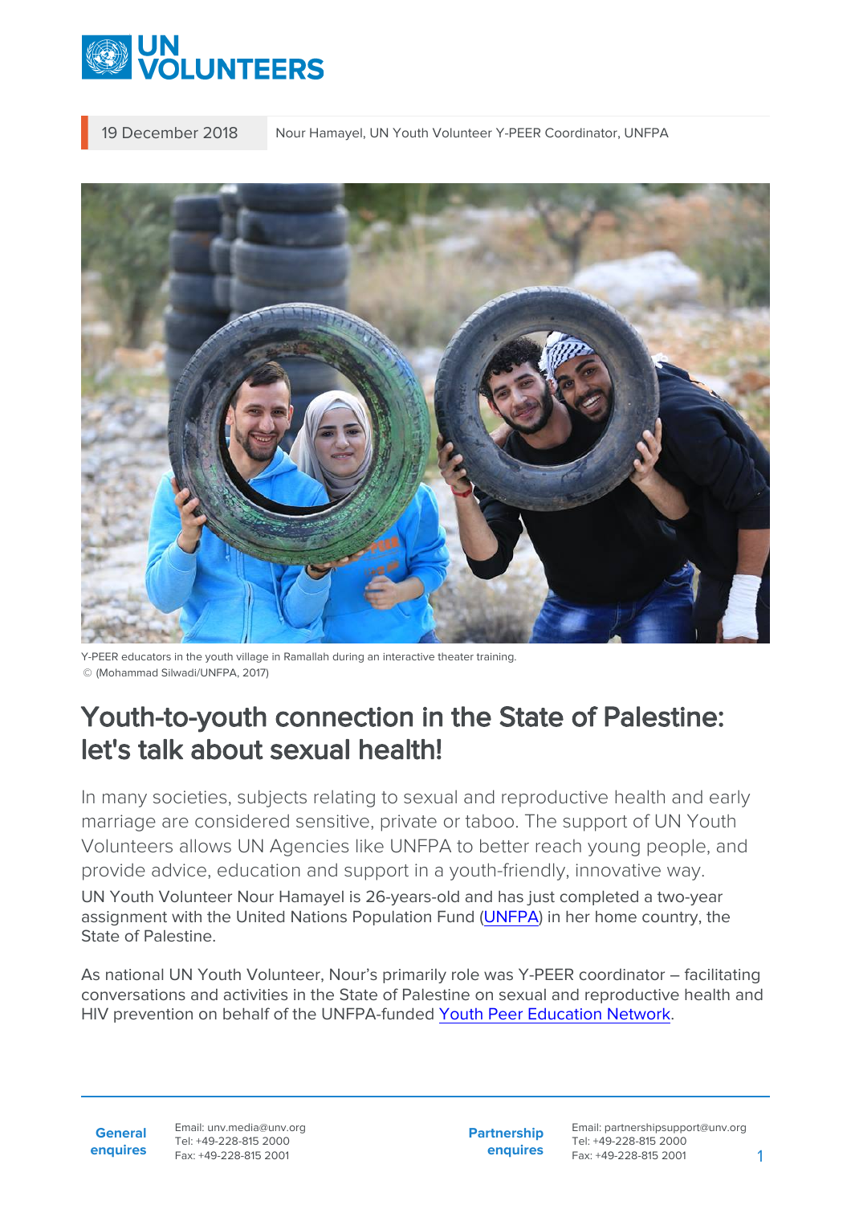19 December 2018 | Nour Hamayel, UN Youth Volunteer Y-PEER Coordinator, UNFPA

Y-PEER educators in the youth village in Ramallah during an interactive theater training.
© (Mohammad Silwadi/UNFPA, 2017)

# Youth-to-youth connection in the State of Palestine: let's talk about sexual health!

In many societies, subjects relating to sexual and reproductive health and early marriage are considered sensitive, private or taboo. The support of UN Youth Volunteers allows UN Agencies like UNFPA to better reach young people, and provide advice, education and support in a youth-friendly, innovative way.

UN Youth Volunteer Nour Hamayel is 26-years-old and has just completed a two-year assignment with the United Nations Population Fund (UNFPA) in her home country, the State of Palestine.

As national UN Youth Volunteer, Nour's primarily role was Y-PEER coordinator – facilitating conversations and activities in the State of Palestine on sexual and reproductive health and HIV prevention on behalf of the UNFPA-funded Youth Peer Education Network.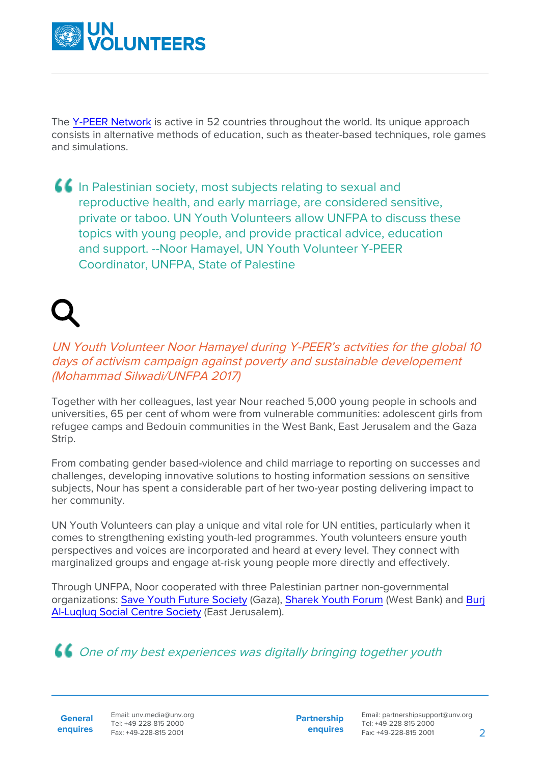The [Y-PEER Network](#) is active in 52 countries throughout the world. Its unique approach consists in alternative methods of education, such as theater-based techniques, role games and simulations.

> In Palestinian society, most subjects relating to sexual and reproductive health, and early marriage, are considered sensitive, private or taboo. UN Youth Volunteers allow UNFPA to discuss these topics with young people, and provide practical advice, education and support. --Noor Hamayel, UN Youth Volunteer Y-PEER Coordinator, UNFPA, State of Palestine

*UN Youth Volunteer Noor Hamayel during Y-PEER's actvities for the global 10 days of activism campaign against poverty and sustainable developement (Mohammad Silwadi/UNFPA 2017)*

Together with her colleagues, last year Nour reached 5,000 young people in schools and universities, 65 per cent of whom were from vulnerable communities: adolescent girls from refugee camps and Bedouin communities in the West Bank, East Jerusalem and the Gaza Strip.

From combating gender based-violence and child marriage to reporting on successes and challenges, developing innovative solutions to hosting information sessions on sensitive subjects, Nour has spent a considerable part of her two-year posting delivering impact to her community.

UN Youth Volunteers can play a unique and vital role for UN entities, particularly when it comes to strengthening existing youth-led programmes. Youth volunteers ensure youth perspectives and voices are incorporated and heard at every level. They connect with marginalized groups and engage at-risk young people more directly and effectively.

Through UNFPA, Noor cooperated with three Palestinian partner non-governmental organizations: [Save Youth Future Society](#) (Gaza), [Sharek Youth Forum](#) (West Bank) and [Burj Al-Luqluq Social Centre Society](#) (East Jerusalem).

> *One of my best experiences was digitally bringing together youth*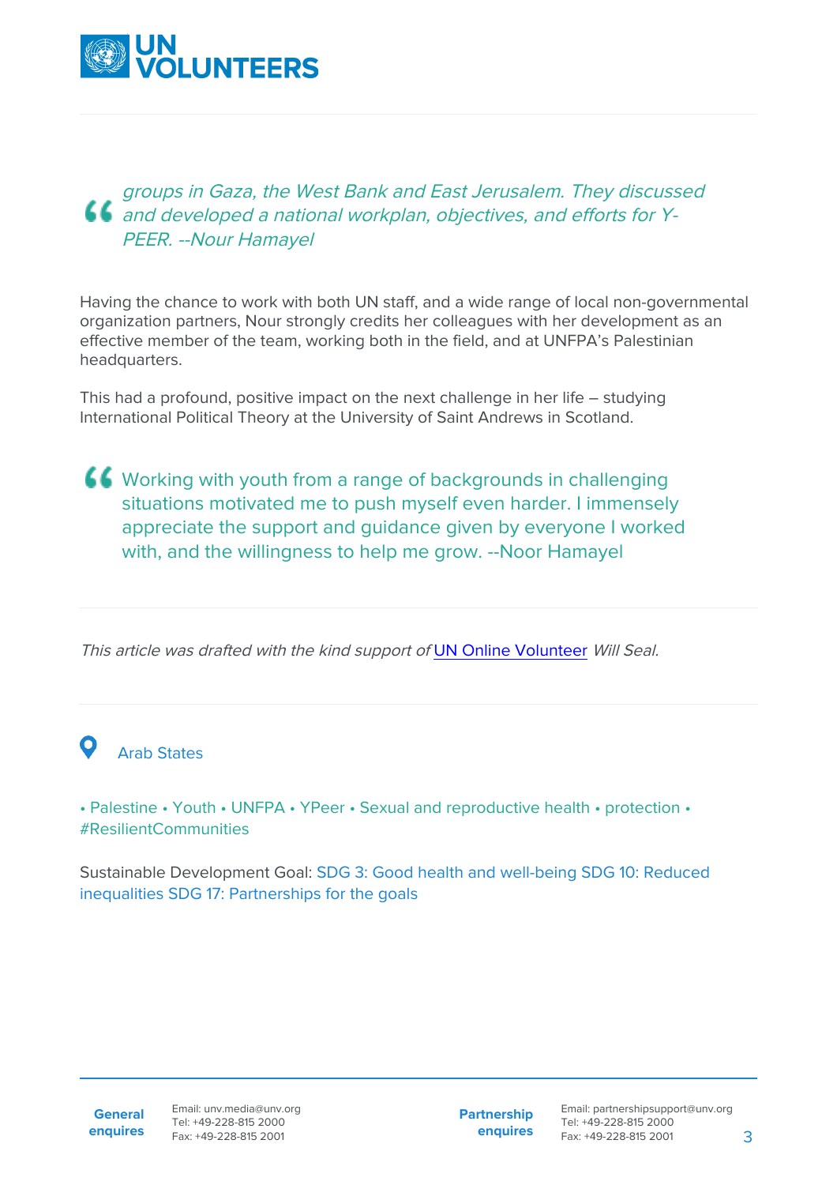> *groups in Gaza, the West Bank and East Jerusalem. They discussed and developed a national workplan, objectives, and efforts for Y-PEER. --Nour Hamayel*

Having the chance to work with both UN staff, and a wide range of local non-governmental organization partners, Nour strongly credits her colleagues with her development as an effective member of the team, working both in the field, and at UNFPA's Palestinian headquarters.

This had a profound, positive impact on the next challenge in her life – studying International Political Theory at the University of Saint Andrews in Scotland.

> Working with youth from a range of backgrounds in challenging situations motivated me to push myself even harder. I immensely appreciate the support and guidance given by everyone I worked with, and the willingness to help me grow. --Noor Hamayel

---

*This article was drafted with the kind support of* UN Online Volunteer *Will Seal.*

---

Arab States

• Palestine • Youth • UNFPA • YPeer • Sexual and reproductive health • protection • #ResilientCommunities

Sustainable Development Goal: SDG 3: Good health and well-being SDG 10: Reduced inequalities SDG 17: Partnerships for the goals

**General enquires**
Email: unv.media@unv.org
Tel: +49-228-815 2000
Fax: +49-228-815 2001

**Partnership enquires**
Email: partnershipsupport@unv.org
Tel: +49-228-815 2000
Fax: +49-228-815 2001